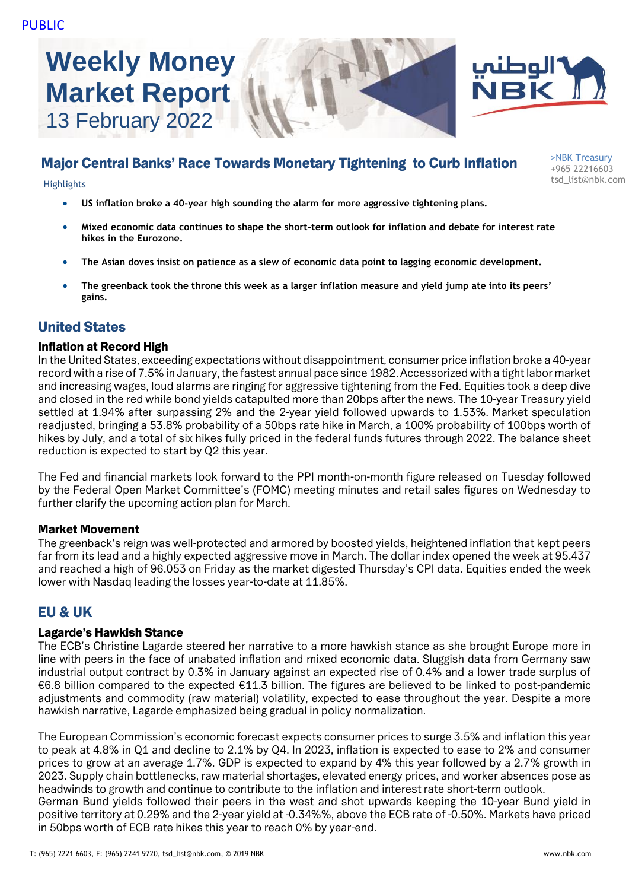PUBLIC

# Weekly Money Market Report

13 February 2022

## Major Central Banks' Race Towards Monetary Tightening to Curb Inflation

>NBK Treasury
+965 22216603
tsd_list@nbk.com

Highlights

- **US inflation broke a 40-year high sounding the alarm for more aggressive tightening plans.**
- **Mixed economic data continues to shape the short-term outlook for inflation and debate for interest rate hikes in the Eurozone.**
- **The Asian doves insist on patience as a slew of economic data point to lagging economic development.**
- **The greenback took the throne this week as a larger inflation measure and yield jump ate into its peers' gains.**

## United States

### Inflation at Record High

In the United States, exceeding expectations without disappointment, consumer price inflation broke a 40-year record with a rise of 7.5% in January, the fastest annual pace since 1982. Accessorized with a tight labor market and increasing wages, loud alarms are ringing for aggressive tightening from the Fed. Equities took a deep dive and closed in the red while bond yields catapulted more than 20bps after the news. The 10-year Treasury yield settled at 1.94% after surpassing 2% and the 2-year yield followed upwards to 1.53%. Market speculation readjusted, bringing a 53.8% probability of a 50bps rate hike in March, a 100% probability of 100bps worth of hikes by July, and a total of six hikes fully priced in the federal funds futures through 2022. The balance sheet reduction is expected to start by Q2 this year.

The Fed and financial markets look forward to the PPI month-on-month figure released on Tuesday followed by the Federal Open Market Committee's (FOMC) meeting minutes and retail sales figures on Wednesday to further clarify the upcoming action plan for March.

### Market Movement

The greenback's reign was well-protected and armored by boosted yields, heightened inflation that kept peers far from its lead and a highly expected aggressive move in March. The dollar index opened the week at 95.437 and reached a high of 96.053 on Friday as the market digested Thursday's CPI data. Equities ended the week lower with Nasdaq leading the losses year-to-date at 11.85%.

## EU & UK

### Lagarde's Hawkish Stance

The ECB's Christine Lagarde steered her narrative to a more hawkish stance as she brought Europe more in line with peers in the face of unabated inflation and mixed economic data. Sluggish data from Germany saw industrial output contract by 0.3% in January against an expected rise of 0.4% and a lower trade surplus of €6.8 billion compared to the expected €11.3 billion. The figures are believed to be linked to post-pandemic adjustments and commodity (raw material) volatility, expected to ease throughout the year. Despite a more hawkish narrative, Lagarde emphasized being gradual in policy normalization.

The European Commission's economic forecast expects consumer prices to surge 3.5% and inflation this year to peak at 4.8% in Q1 and decline to 2.1% by Q4. In 2023, inflation is expected to ease to 2% and consumer prices to grow at an average 1.7%. GDP is expected to expand by 4% this year followed by a 2.7% growth in 2023. Supply chain bottlenecks, raw material shortages, elevated energy prices, and worker absences pose as headwinds to growth and continue to contribute to the inflation and interest rate short-term outlook.
German Bund yields followed their peers in the west and shot upwards keeping the 10-year Bund yield in positive territory at 0.29% and the 2-year yield at -0.34%%, above the ECB rate of -0.50%. Markets have priced in 50bps worth of ECB rate hikes this year to reach 0% by year-end.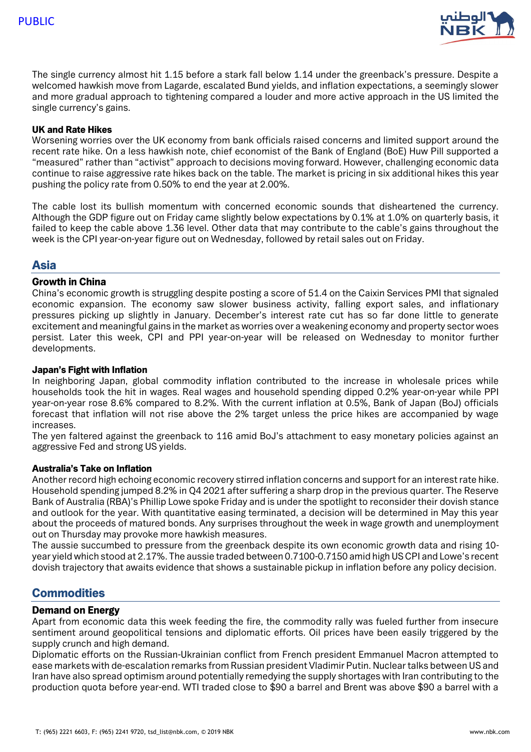The single currency almost hit 1.15 before a stark fall below 1.14 under the greenback's pressure. Despite a welcomed hawkish move from Lagarde, escalated Bund yields, and inflation expectations, a seemingly slower and more gradual approach to tightening compared a louder and more active approach in the US limited the single currency's gains.

**UK and Rate Hikes**

Worsening worries over the UK economy from bank officials raised concerns and limited support around the recent rate hike. On a less hawkish note, chief economist of the Bank of England (BoE) Huw Pill supported a "measured" rather than "activist" approach to decisions moving forward. However, challenging economic data continue to raise aggressive rate hikes back on the table. The market is pricing in six additional hikes this year pushing the policy rate from 0.50% to end the year at 2.00%.

The cable lost its bullish momentum with concerned economic sounds that disheartened the currency. Although the GDP figure out on Friday came slightly below expectations by 0.1% at 1.0% on quarterly basis, it failed to keep the cable above 1.36 level. Other data that may contribute to the cable's gains throughout the week is the CPI year-on-year figure out on Wednesday, followed by retail sales out on Friday.

## Asia

### Growth in China

China's economic growth is struggling despite posting a score of 51.4 on the Caixin Services PMI that signaled economic expansion. The economy saw slower business activity, falling export sales, and inflationary pressures picking up slightly in January. December's interest rate cut has so far done little to generate excitement and meaningful gains in the market as worries over a weakening economy and property sector woes persist. Later this week, CPI and PPI year-on-year will be released on Wednesday to monitor further developments.

**Japan's Fight with Inflation**

In neighboring Japan, global commodity inflation contributed to the increase in wholesale prices while households took the hit in wages. Real wages and household spending dipped 0.2% year-on-year while PPI year-on-year rose 8.6% compared to 8.2%. With the current inflation at 0.5%, Bank of Japan (BoJ) officials forecast that inflation will not rise above the 2% target unless the price hikes are accompanied by wage increases.

The yen faltered against the greenback to 116 amid BoJ's attachment to easy monetary policies against an aggressive Fed and strong US yields.

**Australia's Take on Inflation**

Another record high echoing economic recovery stirred inflation concerns and support for an interest rate hike. Household spending jumped 8.2% in Q4 2021 after suffering a sharp drop in the previous quarter. The Reserve Bank of Australia (RBA)'s Phillip Lowe spoke Friday and is under the spotlight to reconsider their dovish stance and outlook for the year. With quantitative easing terminated, a decision will be determined in May this year about the proceeds of matured bonds. Any surprises throughout the week in wage growth and unemployment out on Thursday may provoke more hawkish measures.

The aussie succumbed to pressure from the greenback despite its own economic growth data and rising 10-year yield which stood at 2.17%. The aussie traded between 0.7100-0.7150 amid high US CPI and Lowe's recent dovish trajectory that awaits evidence that shows a sustainable pickup in inflation before any policy decision.

## Commodities

### Demand on Energy

Apart from economic data this week feeding the fire, the commodity rally was fueled further from insecure sentiment around geopolitical tensions and diplomatic efforts. Oil prices have been easily triggered by the supply crunch and high demand.

Diplomatic efforts on the Russian-Ukrainian conflict from French president Emmanuel Macron attempted to ease markets with de-escalation remarks from Russian president Vladimir Putin. Nuclear talks between US and Iran have also spread optimism around potentially remedying the supply shortages with Iran contributing to the production quota before year-end. WTI traded close to $90 a barrel and Brent was above $90 a barrel with a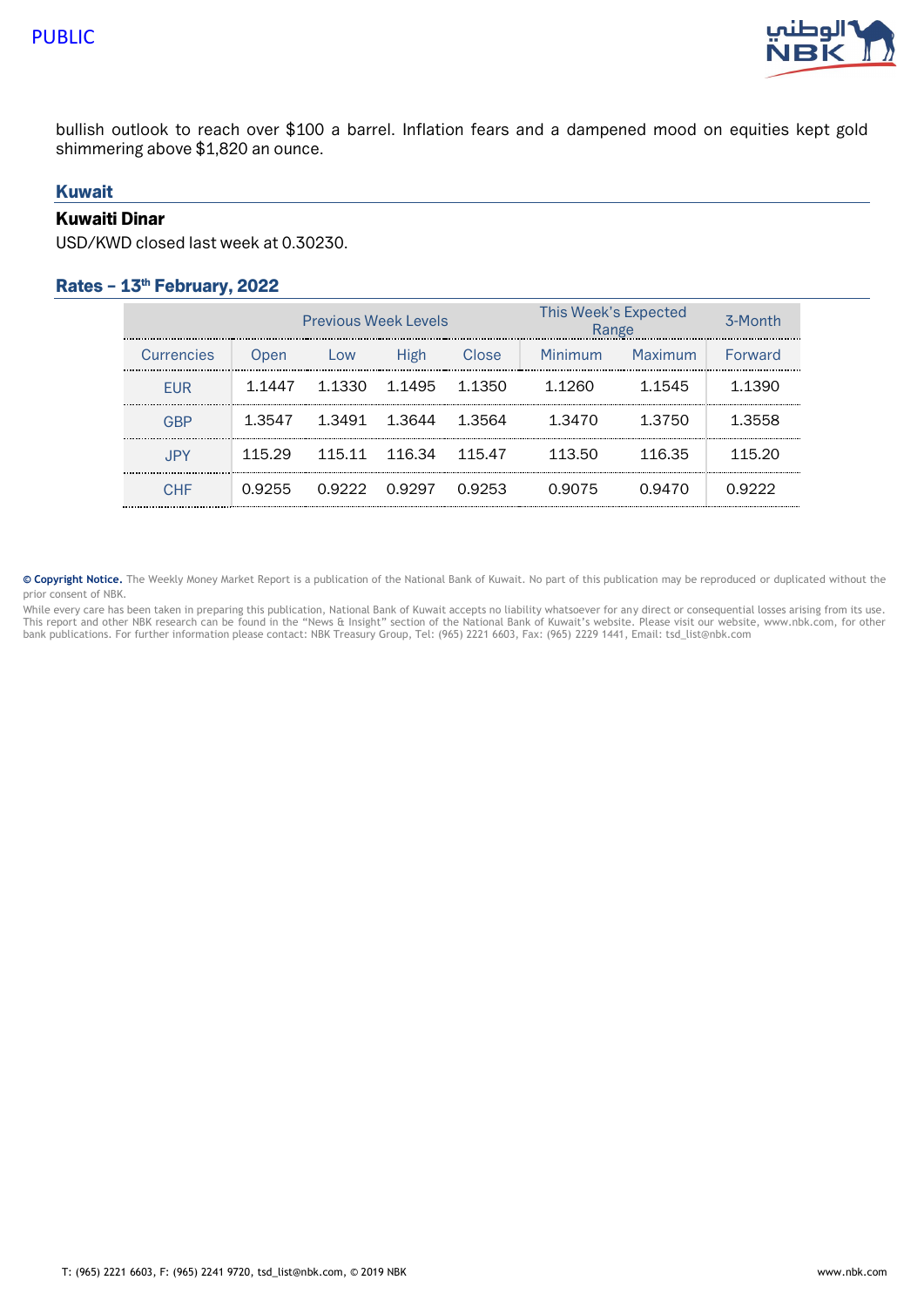bullish outlook to reach over $100 a barrel. Inflation fears and a dampened mood on equities kept gold shimmering above $1,820 an ounce.

## Kuwait

### Kuwaiti Dinar

USD/KWD closed last week at 0.30230.

## Rates – 13th February, 2022

| | Previous Week Levels | | | | This Week's Expected Range | | 3-Month |
|---|---|---|---|---|---|---|---|
| Currencies | Open | Low | High | Close | Minimum | Maximum | Forward |
| EUR | 1.1447 | 1.1330 | 1.1495 | 1.1350 | 1.1260 | 1.1545 | 1.1390 |
| GBP | 1.3547 | 1.3491 | 1.3644 | 1.3564 | 1.3470 | 1.3750 | 1.3558 |
| JPY | 115.29 | 115.11 | 116.34 | 115.47 | 113.50 | 116.35 | 115.20 |
| CHF | 0.9255 | 0.9222 | 0.9297 | 0.9253 | 0.9075 | 0.9470 | 0.9222 |

**© Copyright Notice.** The Weekly Money Market Report is a publication of the National Bank of Kuwait. No part of this publication may be reproduced or duplicated without the prior consent of NBK.

While every care has been taken in preparing this publication, National Bank of Kuwait accepts no liability whatsoever for any direct or consequential losses arising from its use. This report and other NBK research can be found in the "News & Insight" section of the National Bank of Kuwait's website. Please visit our website, www.nbk.com, for other bank publications. For further information please contact: NBK Treasury Group, Tel: (965) 2221 6603, Fax: (965) 2229 1441, Email: tsd_list@nbk.com